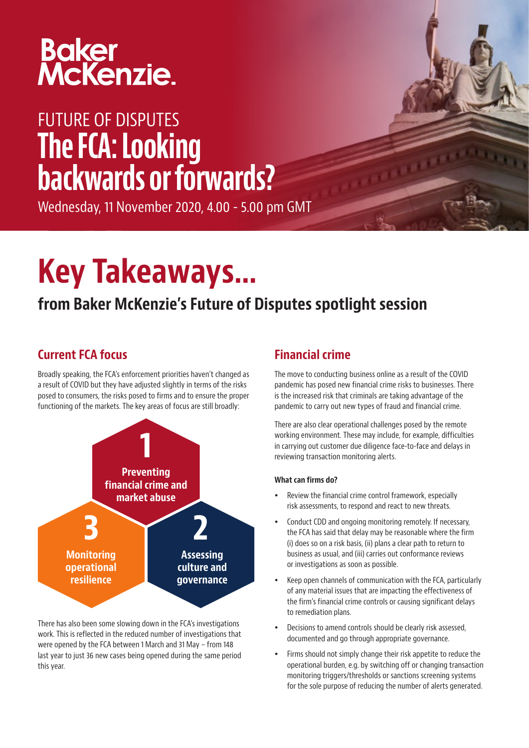Baker McKenzie.

FUTURE OF DISPUTES

# The FCA: Looking backwards or forwards?

Wednesday, 11 November 2020, 4.00 - 5.00 pm GMT

# Key Takeaways...

## from Baker McKenzie's Future of Disputes spotlight session

### Current FCA focus

Broadly speaking, the FCA's enforcement priorities haven't changed as a result of COVID but they have adjusted slightly in terms of the risks posed to consumers, the risks posed to firms and to ensure the proper functioning of the markets. The key areas of focus are still broadly:

1. Preventing financial crime and market abuse
2. Assessing culture and governance
3. Monitoring operational resilience

There has also been some slowing down in the FCA's investigations work. This is reflected in the reduced number of investigations that were opened by the FCA between 1 March and 31 May – from 148 last year to just 36 new cases being opened during the same period this year.

### Financial crime

The move to conducting business online as a result of the COVID pandemic has posed new financial crime risks to businesses. There is the increased risk that criminals are taking advantage of the pandemic to carry out new types of fraud and financial crime.

There are also clear operational challenges posed by the remote working environment. These may include, for example, difficulties in carrying out customer due diligence face-to-face and delays in reviewing transaction monitoring alerts.

**What can firms do?**

- Review the financial crime control framework, especially risk assessments, to respond and react to new threats.
- Conduct CDD and ongoing monitoring remotely. If necessary, the FCA has said that delay may be reasonable where the firm (i) does so on a risk basis, (ii) plans a clear path to return to business as usual, and (iii) carries out conformance reviews or investigations as soon as possible.
- Keep open channels of communication with the FCA, particularly of any material issues that are impacting the effectiveness of the firm's financial crime controls or causing significant delays to remediation plans.
- Decisions to amend controls should be clearly risk assessed, documented and go through appropriate governance.
- Firms should not simply change their risk appetite to reduce the operational burden, e.g. by switching off or changing transaction monitoring triggers/thresholds or sanctions screening systems for the sole purpose of reducing the number of alerts generated.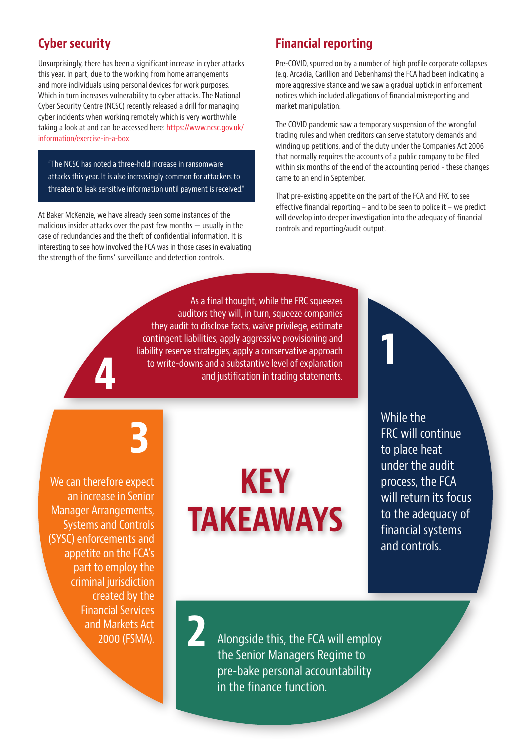## Cyber security

Unsurprisingly, there has been a significant increase in cyber attacks this year. In part, due to the working from home arrangements and more individuals using personal devices for work purposes. Which in turn increases vulnerability to cyber attacks. The National Cyber Security Centre (NCSC) recently released a drill for managing cyber incidents when working remotely which is very worthwhile taking a look at and can be accessed here: https://www.ncsc.gov.uk/information/exercise-in-a-box

> "The NCSC has noted a three-hold increase in ransomware attacks this year. It is also increasingly common for attackers to threaten to leak sensitive information until payment is received."

At Baker McKenzie, we have already seen some instances of the malicious insider attacks over the past few months — usually in the case of redundancies and the theft of confidential information. It is interesting to see how involved the FCA was in those cases in evaluating the strength of the firms' surveillance and detection controls.

## Financial reporting

Pre-COVID, spurred on by a number of high profile corporate collapses (e.g. Arcadia, Carillion and Debenhams) the FCA had been indicating a more aggressive stance and we saw a gradual uptick in enforcement notices which included allegations of financial misreporting and market manipulation.

The COVID pandemic saw a temporary suspension of the wrongful trading rules and when creditors can serve statutory demands and winding up petitions, and of the duty under the Companies Act 2006 that normally requires the accounts of a public company to be filed within six months of the end of the accounting period - these changes came to an end in September.

That pre-existing appetite on the part of the FCA and FRC to see effective financial reporting – and to be seen to police it – we predict will develop into deeper investigation into the adequacy of financial controls and reporting/audit output.

## KEY TAKEAWAYS

**1** While the FRC will continue to place heat under the audit process, the FCA will return its focus to the adequacy of financial systems and controls.

**2** Alongside this, the FCA will employ the Senior Managers Regime to pre-bake personal accountability in the finance function.

**3** We can therefore expect an increase in Senior Manager Arrangements, Systems and Controls (SYSC) enforcements and appetite on the FCA's part to employ the criminal jurisdiction created by the Financial Services and Markets Act 2000 (FSMA).

**4** As a final thought, while the FRC squeezes auditors they will, in turn, squeeze companies they audit to disclose facts, waive privilege, estimate contingent liabilities, apply aggressive provisioning and liability reserve strategies, apply a conservative approach to write-downs and a substantive level of explanation and justification in trading statements.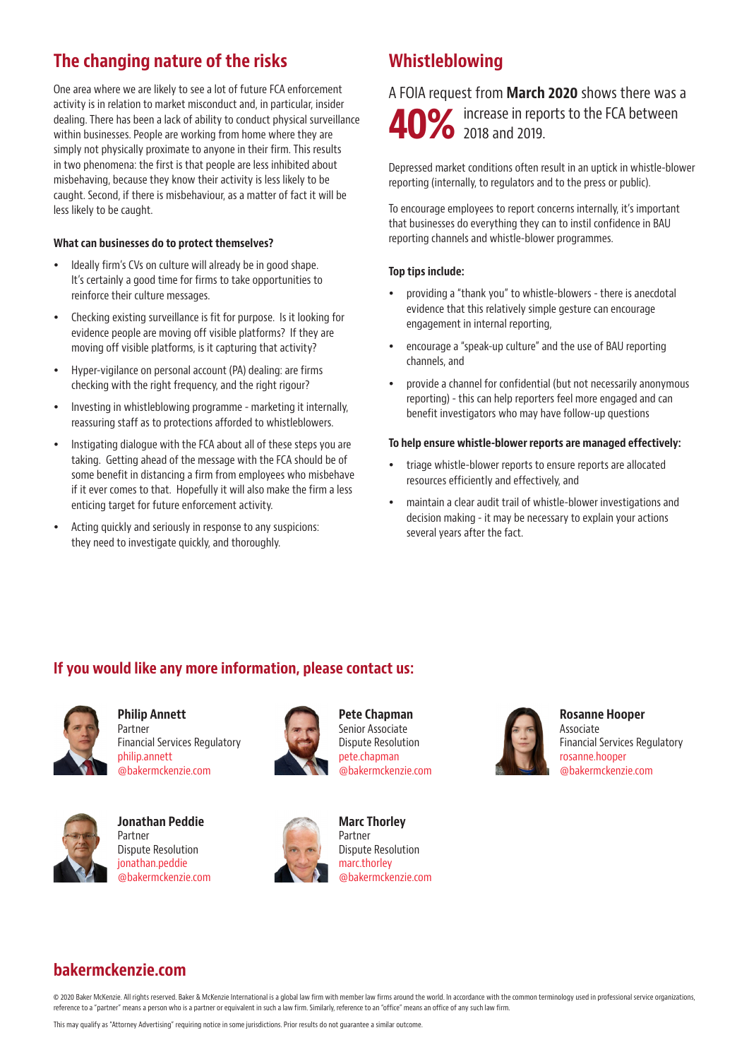## The changing nature of the risks

One area where we are likely to see a lot of future FCA enforcement activity is in relation to market misconduct and, in particular, insider dealing. There has been a lack of ability to conduct physical surveillance within businesses. People are working from home where they are simply not physically proximate to anyone in their firm. This results in two phenomena: the first is that people are less inhibited about misbehaving, because they know their activity is less likely to be caught. Second, if there is misbehaviour, as a matter of fact it will be less likely to be caught.

**What can businesses do to protect themselves?**

- Ideally firm's CVs on culture will already be in good shape. It's certainly a good time for firms to take opportunities to reinforce their culture messages.
- Checking existing surveillance is fit for purpose. Is it looking for evidence people are moving off visible platforms? If they are moving off visible platforms, is it capturing that activity?
- Hyper-vigilance on personal account (PA) dealing: are firms checking with the right frequency, and the right rigour?
- Investing in whistleblowing programme - marketing it internally, reassuring staff as to protections afforded to whistleblowers.
- Instigating dialogue with the FCA about all of these steps you are taking. Getting ahead of the message with the FCA should be of some benefit in distancing a firm from employees who misbehave if it ever comes to that. Hopefully it will also make the firm a less enticing target for future enforcement activity.
- Acting quickly and seriously in response to any suspicions: they need to investigate quickly, and thoroughly.

## Whistleblowing

A FOIA request from **March 2020** shows there was a **40%** increase in reports to the FCA between 2018 and 2019.

Depressed market conditions often result in an uptick in whistle-blower reporting (internally, to regulators and to the press or public).

To encourage employees to report concerns internally, it's important that businesses do everything they can to instil confidence in BAU reporting channels and whistle-blower programmes.

**Top tips include:**

- providing a "thank you" to whistle-blowers - there is anecdotal evidence that this relatively simple gesture can encourage engagement in internal reporting,
- encourage a "speak-up culture" and the use of BAU reporting channels, and
- provide a channel for confidential (but not necessarily anonymous reporting) - this can help reporters feel more engaged and can benefit investigators who may have follow-up questions

**To help ensure whistle-blower reports are managed effectively:**

- triage whistle-blower reports to ensure reports are allocated resources efficiently and effectively, and
- maintain a clear audit trail of whistle-blower investigations and decision making - it may be necessary to explain your actions several years after the fact.

## If you would like any more information, please contact us:

**Philip Annett**
Partner
Financial Services Regulatory
philip.annett@bakermckenzie.com

**Pete Chapman**
Senior Associate
Dispute Resolution
pete.chapman@bakermckenzie.com

**Rosanne Hooper**
Associate
Financial Services Regulatory
rosanne.hooper@bakermckenzie.com

**Jonathan Peddie**
Partner
Dispute Resolution
jonathan.peddie@bakermckenzie.com

**Marc Thorley**
Partner
Dispute Resolution
marc.thorley@bakermckenzie.com

## bakermckenzie.com

© 2020 Baker McKenzie. All rights reserved. Baker & McKenzie International is a global law firm with member law firms around the world. In accordance with the common terminology used in professional service organizations, reference to a "partner" means a person who is a partner or equivalent in such a law firm. Similarly, reference to an "office" means an office of any such law firm.

This may qualify as "Attorney Advertising" requiring notice in some jurisdictions. Prior results do not guarantee a similar outcome.